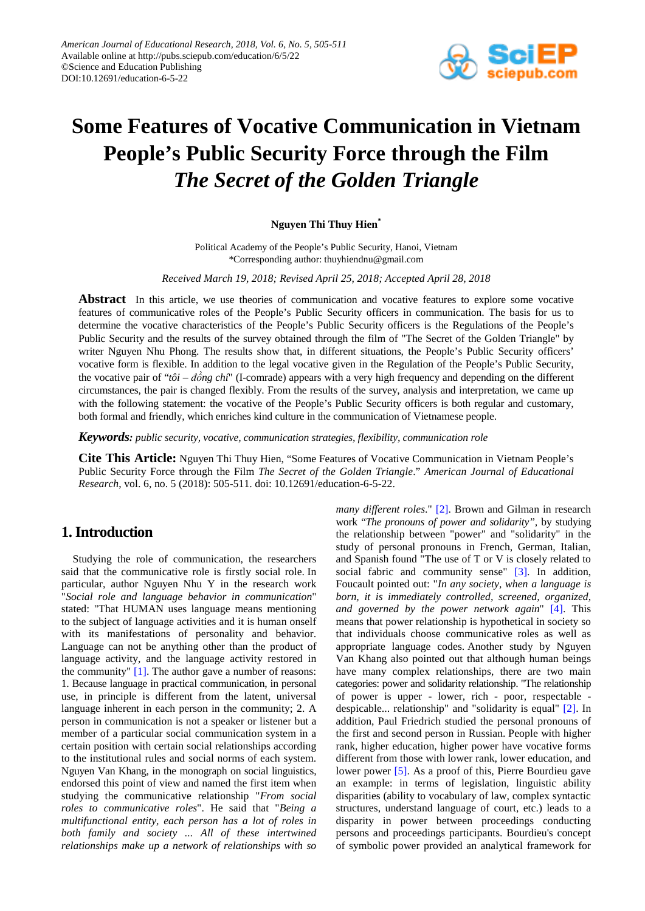# Some Features of Vocative Communication in Vietnam People's Public Security Force through the Film *The Secret of the Golden Triangle*

**Nguyen Thi Thuy Hien***

Political Academy of the People's Public Security, Hanoi, Vietnam
*Corresponding author: thuyhiendnu@gmail.com

*Received March 19, 2018; Revised April 25, 2018; Accepted April 28, 2018*

**Abstract** In this article, we use theories of communication and vocative features to explore some vocative features of communicative roles of the People's Public Security officers in communication. The basis for us to determine the vocative characteristics of the People's Public Security officers is the Regulations of the People's Public Security and the results of the survey obtained through the film of "The Secret of the Golden Triangle" by writer Nguyen Nhu Phong. The results show that, in different situations, the People's Public Security officers' vocative form is flexible. In addition to the legal vocative given in the Regulation of the People's Public Security, the vocative pair of "*tôi – đồng chí*" (I-comrade) appears with a very high frequency and depending on the different circumstances, the pair is changed flexibly. From the results of the survey, analysis and interpretation, we came up with the following statement: the vocative of the People's Public Security officers is both regular and customary, both formal and friendly, which enriches kind culture in the communication of Vietnamese people.

***Keywords:*** *public security, vocative, communication strategies, flexibility, communication role*

**Cite This Article:** Nguyen Thi Thuy Hien, "Some Features of Vocative Communication in Vietnam People's Public Security Force through the Film *The Secret of the Golden Triangle*." *American Journal of Educational Research*, vol. 6, no. 5 (2018): 505-511. doi: 10.12691/education-6-5-22.

## 1. Introduction

Studying the role of communication, the researchers said that the communicative role is firstly social role. In particular, author Nguyen Nhu Y in the research work "*Social role and language behavior in communication*" stated: "That HUMAN uses language means mentioning to the subject of language activities and it is human onself with its manifestations of personality and behavior. Language can not be anything other than the product of language activity, and the language activity restored in the community" [1]. The author gave a number of reasons: 1. Because language in practical communication, in personal use, in principle is different from the latent, universal language inherent in each person in the community; 2. A person in communication is not a speaker or listener but a member of a particular social communication system in a certain position with certain social relationships according to the institutional rules and social norms of each system. Nguyen Van Khang, in the monograph on social linguistics, endorsed this point of view and named the first item when studying the communicative relationship "*From social roles to communicative roles*". He said that "*Being a multifunctional entity, each person has a lot of roles in both family and society ... All of these intertwined relationships make up a network of relationships with so many different roles*." [2]. Brown and Gilman in research work "*The pronouns of power and solidarity*", by studying the relationship between "power" and "solidarity" in the study of personal pronouns in French, German, Italian, and Spanish found "The use of T or V is closely related to social fabric and community sense" [3]. In addition, Foucault pointed out: "*In any society, when a language is born, it is immediately controlled, screened, organized, and governed by the power network again*" [4]. This means that power relationship is hypothetical in society so that individuals choose communicative roles as well as appropriate language codes. Another study by Nguyen Van Khang also pointed out that although human beings have many complex relationships, there are two main categories: power and solidarity relationship. "The relationship of power is upper - lower, rich - poor, respectable - despicable... relationship" and "solidarity is equal" [2]. In addition, Paul Friedrich studied the personal pronouns of the first and second person in Russian. People with higher rank, higher education, higher power have vocative forms different from those with lower rank, lower education, and lower power [5]. As a proof of this, Pierre Bourdieu gave an example: in terms of legislation, linguistic ability disparities (ability to vocabulary of law, complex syntactic structures, understand language of court, etc.) leads to a disparity in power between proceedings conducting persons and proceedings participants. Bourdieu's concept of symbolic power provided an analytical framework for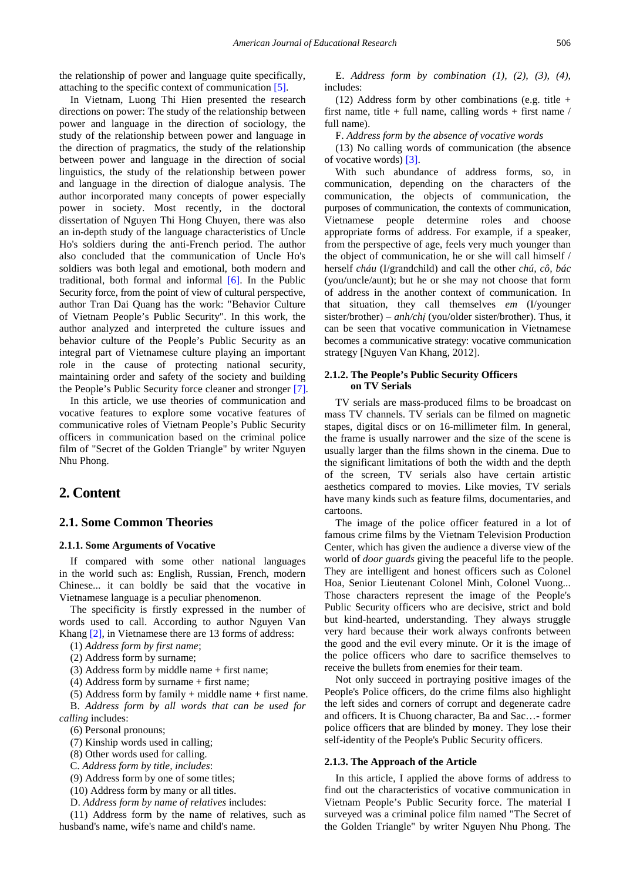the relationship of power and language quite specifically, attaching to the specific context of communication [5].

In Vietnam, Luong Thi Hien presented the research directions on power: The study of the relationship between power and language in the direction of sociology, the study of the relationship between power and language in the direction of pragmatics, the study of the relationship between power and language in the direction of social linguistics, the study of the relationship between power and language in the direction of dialogue analysis. The author incorporated many concepts of power especially power in society. Most recently, in the doctoral dissertation of Nguyen Thi Hong Chuyen, there was also an in-depth study of the language characteristics of Uncle Ho's soldiers during the anti-French period. The author also concluded that the communication of Uncle Ho's soldiers was both legal and emotional, both modern and traditional, both formal and informal [6]. In the Public Security force, from the point of view of cultural perspective, author Tran Dai Quang has the work: "Behavior Culture of Vietnam People's Public Security". In this work, the author analyzed and interpreted the culture issues and behavior culture of the People's Public Security as an integral part of Vietnamese culture playing an important role in the cause of protecting national security, maintaining order and safety of the society and building the People's Public Security force cleaner and stronger [7].

In this article, we use theories of communication and vocative features to explore some vocative features of communicative roles of Vietnam People's Public Security officers in communication based on the criminal police film of "Secret of the Golden Triangle" by writer Nguyen Nhu Phong.

# 2. Content

## 2.1. Some Common Theories

### 2.1.1. Some Arguments of Vocative

If compared with some other national languages in the world such as: English, Russian, French, modern Chinese... it can boldly be said that the vocative in Vietnamese language is a peculiar phenomenon.

The specificity is firstly expressed in the number of words used to call. According to author Nguyen Van Khang [2], in Vietnamese there are 13 forms of address:

(1) *Address form by first name*;

(2) Address form by surname;

(3) Address form by middle name + first name;

(4) Address form by surname + first name;

(5) Address form by family + middle name + first name.

B. *Address form by all words that can be used for calling* includes:

(6) Personal pronouns;

(7) Kinship words used in calling;

(8) Other words used for calling.

C. *Address form by title, includes*:

(9) Address form by one of some titles;

(10) Address form by many or all titles.

D. *Address form by name of relatives* includes:

(11) Address form by the name of relatives, such as husband's name, wife's name and child's name.

E. *Address form by combination (1), (2), (3), (4),* includes:

(12) Address form by other combinations (e.g. title + first name, title + full name, calling words + first name / full name).

F. *Address form by the absence of vocative words*

(13) No calling words of communication (the absence of vocative words) [3].

With such abundance of address forms, so, in communication, depending on the characters of the communication, the objects of communication, the purposes of communication, the contexts of communication, Vietnamese people determine roles and choose appropriate forms of address. For example, if a speaker, from the perspective of age, feels very much younger than the object of communication, he or she will call himself / herself *cháu* (I/grandchild) and call the other *chú, cô, bác* (you/uncle/aunt); but he or she may not choose that form of address in the another context of communication. In that situation, they call themselves *em* (I/younger sister/brother) – *anh/chị* (you/older sister/brother). Thus, it can be seen that vocative communication in Vietnamese becomes a communicative strategy: vocative communication strategy [Nguyen Van Khang, 2012].

### 2.1.2. The People's Public Security Officers on TV Serials

TV serials are mass-produced films to be broadcast on mass TV channels. TV serials can be filmed on magnetic stapes, digital discs or on 16-millimeter film. In general, the frame is usually narrower and the size of the scene is usually larger than the films shown in the cinema. Due to the significant limitations of both the width and the depth of the screen, TV serials also have certain artistic aesthetics compared to movies. Like movies, TV serials have many kinds such as feature films, documentaries, and cartoons.

The image of the police officer featured in a lot of famous crime films by the Vietnam Television Production Center, which has given the audience a diverse view of the world of *door guards* giving the peaceful life to the people. They are intelligent and honest officers such as Colonel Hoa, Senior Lieutenant Colonel Minh, Colonel Vuong... Those characters represent the image of the People's Public Security officers who are decisive, strict and bold but kind-hearted, understanding. They always struggle very hard because their work always confronts between the good and the evil every minute. Or it is the image of the police officers who dare to sacrifice themselves to receive the bullets from enemies for their team.

Not only succeed in portraying positive images of the People's Police officers, do the crime films also highlight the left sides and corners of corrupt and degenerate cadre and officers. It is Chuong character, Ba and Sac…- former police officers that are blinded by money. They lose their self-identity of the People's Public Security officers.

### 2.1.3. The Approach of the Article

In this article, I applied the above forms of address to find out the characteristics of vocative communication in Vietnam People's Public Security force. The material I surveyed was a criminal police film named "The Secret of the Golden Triangle" by writer Nguyen Nhu Phong. The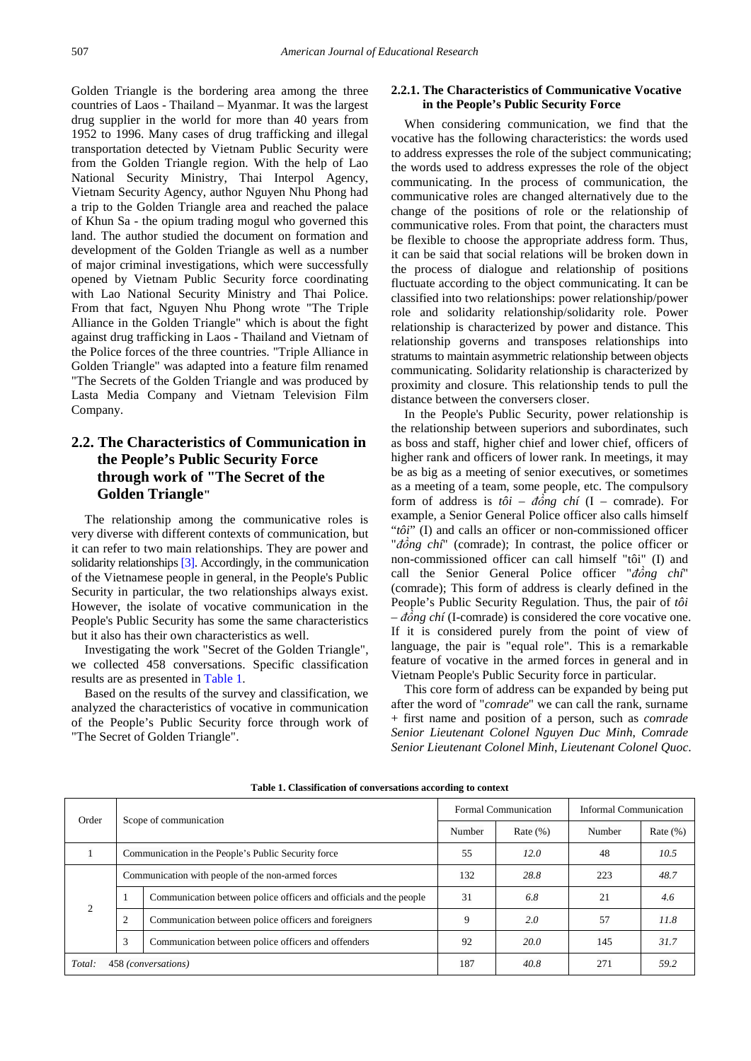Golden Triangle is the bordering area among the three countries of Laos - Thailand – Myanmar. It was the largest drug supplier in the world for more than 40 years from 1952 to 1996. Many cases of drug trafficking and illegal transportation detected by Vietnam Public Security were from the Golden Triangle region. With the help of Lao National Security Ministry, Thai Interpol Agency, Vietnam Security Agency, author Nguyen Nhu Phong had a trip to the Golden Triangle area and reached the palace of Khun Sa - the opium trading mogul who governed this land. The author studied the document on formation and development of the Golden Triangle as well as a number of major criminal investigations, which were successfully opened by Vietnam Public Security force coordinating with Lao National Security Ministry and Thai Police. From that fact, Nguyen Nhu Phong wrote "The Triple Alliance in the Golden Triangle" which is about the fight against drug trafficking in Laos - Thailand and Vietnam of the Police forces of the three countries. "Triple Alliance in Golden Triangle" was adapted into a feature film renamed "The Secrets of the Golden Triangle and was produced by Lasta Media Company and Vietnam Television Film Company.

## 2.2. The Characteristics of Communication in the People's Public Security Force through work of "The Secret of the Golden Triangle"

The relationship among the communicative roles is very diverse with different contexts of communication, but it can refer to two main relationships. They are power and solidarity relationships [3]. Accordingly, in the communication of the Vietnamese people in general, in the People's Public Security in particular, the two relationships always exist. However, the isolate of vocative communication in the People's Public Security has some the same characteristics but it also has their own characteristics as well.

Investigating the work "Secret of the Golden Triangle", we collected 458 conversations. Specific classification results are as presented in Table 1.

Based on the results of the survey and classification, we analyzed the characteristics of vocative in communication of the People's Public Security force through work of "The Secret of Golden Triangle".

### 2.2.1. The Characteristics of Communicative Vocative in the People's Public Security Force

When considering communication, we find that the vocative has the following characteristics: the words used to address expresses the role of the subject communicating; the words used to address expresses the role of the object communicating. In the process of communication, the communicative roles are changed alternatively due to the change of the positions of role or the relationship of communicative roles. From that point, the characters must be flexible to choose the appropriate address form. Thus, it can be said that social relations will be broken down in the process of dialogue and relationship of positions fluctuate according to the object communicating. It can be classified into two relationships: power relationship/power role and solidarity relationship/solidarity role. Power relationship is characterized by power and distance. This relationship governs and transposes relationships into stratums to maintain asymmetric relationship between objects communicating. Solidarity relationship is characterized by proximity and closure. This relationship tends to pull the distance between the conversers closer.

In the People's Public Security, power relationship is the relationship between superiors and subordinates, such as boss and staff, higher chief and lower chief, officers of higher rank and officers of lower rank. In meetings, it may be as big as a meeting of senior executives, or sometimes as a meeting of a team, some people, etc. The compulsory form of address is *tôi – đồng chí* (I – comrade). For example, a Senior General Police officer also calls himself "*tôi*" (I) and calls an officer or non-commissioned officer "*đồng chí*" (comrade); In contrast, the police officer or non-commissioned officer can call himself "tôi" (I) and call the Senior General Police officer "*đồng chí*" (comrade); This form of address is clearly defined in the People's Public Security Regulation. Thus, the pair of *tôi – đồng chí* (I-comrade) is considered the core vocative one. If it is considered purely from the point of view of language, the pair is "equal role". This is a remarkable feature of vocative in the armed forces in general and in Vietnam People's Public Security force in particular.

This core form of address can be expanded by being put after the word of "*comrade*" we can call the rank, surname + first name and position of a person, such as *comrade Senior Lieutenant Colonel Nguyen Duc Minh, Comrade Senior Lieutenant Colonel Minh, Lieutenant Colonel Quoc*.

**Table 1. Classification of conversations according to context**

| Order | Scope of communication | | Formal Communication | | Informal Communication | |
|---|---|---|---|---|---|---|
| | | | Number | Rate (%) | Number | Rate (%) |
| 1 | Communication in the People's Public Security force | | 55 | *12.0* | 48 | *10.5* |
| 2 | Communication with people of the non-armed forces | | 132 | *28.8* | 223 | *48.7* |
| | 1 | Communication between police officers and officials and the people | 31 | *6.8* | 21 | *4.6* |
| | 2 | Communication between police officers and foreigners | 9 | *2.0* | 57 | *11.8* |
| | 3 | Communication between police officers and offenders | 92 | *20.0* | 145 | *31.7* |
| *Total:* | 458 *(conversations)* | | 187 | *40.8* | 271 | *59.2* |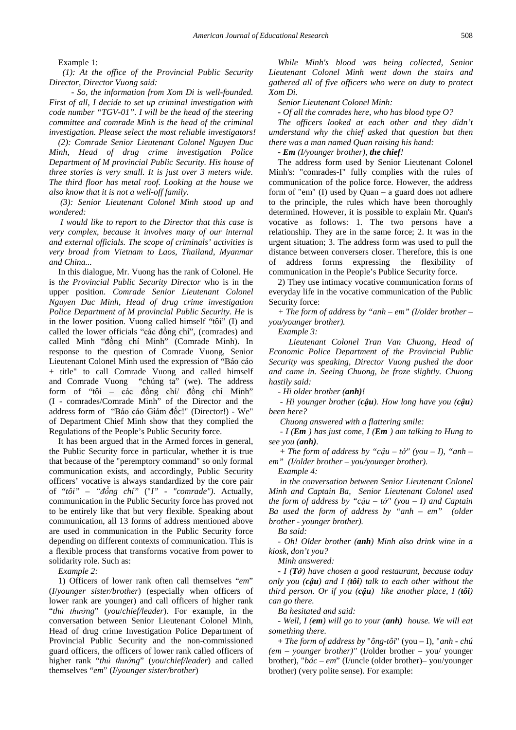Example 1:

*(1): At the office of the Provincial Public Security Director, Director Vuong said:*

*- So, the information from Xom Di is well-founded. First of all, I decide to set up criminal investigation with code number "TGV-01". I will be the head of the steering committee and comrade Minh is the head of the criminal investigation. Please select the most reliable investigators!*

*(2): Comrade Senior Lieutenant Colonel Nguyen Duc Minh, Head of drug crime investigation Police Department of M provincial Public Security. His house of three stories is very small. It is just over 3 meters wide. The third floor has metal roof. Looking at the house we also know that it is not a well-off family.*

*(3): Senior Lieutenant Colonel Minh stood up and wondered:*

*I would like to report to the Director that this case is very complex, because it involves many of our internal and external officials. The scope of criminals' activities is very broad from Vietnam to Laos, Thailand, Myanmar and China...*

In this dialogue, Mr. Vuong has the rank of Colonel. He is *the Provincial Public Security Director* who is in the upper position. *Comrade Senior Lieutenant Colonel Nguyen Duc Minh, Head of drug crime investigation Police Department of M provincial Public Security. He* is in the lower position. Vuong called himself "tôi" (I) and called the lower officials "các đồng chí", (comrades) and called Minh "đồng chí Minh" (Comrade Minh). In response to the question of Comrade Vuong, Senior Lieutenant Colonel Minh used the expression of "Báo cáo + title" to call Comrade Vuong and called himself and Comrade Vuong "chúng ta" (we). The address form of "tôi – các đồng chí/ đồng chí Minh" (I - comrades/Comrade Minh" of the Director and the address form of "Báo cáo Giám đốc!" (Director!) - We" of Department Chief Minh show that they complied the Regulations of the People's Public Security force.

It has been argued that in the Armed forces in general, the Public Security force in particular, whether it is true that because of the "peremptory command" so only formal communication exists, and accordingly, Public Security officers' vocative is always standardized by the core pair of *"tôi" – "đồng chí" ("I" - "comrade")*. Actually, communication in the Public Security force has proved not to be entirely like that but very flexible. Speaking about communication, all 13 forms of address mentioned above are used in communication in the Public Security force depending on different contexts of communication. This is a flexible process that transforms vocative from power to solidarity role. Such as:

*Example 2:*

1) Officers of lower rank often call themselves "*em*" (*I/younger sister/brother*) (especially when officers of lower rank are younger) and call officers of higher rank "*thủ thưởng*" (*you/chief/leader*). For example, in the conversation between Senior Lieutenant Colonel Minh, Head of drug crime Investigation Police Department of Provincial Public Security and the non-commissioned guard officers, the officers of lower rank called officers of higher rank "*thủ thưởng*" (*you/chief/leader*) and called themselves "*em*" (*I/younger sister/brother*)

*While Minh's blood was being collected, Senior Lieutenant Colonel Minh went down the stairs and gathered all of five officers who were on duty to protect Xom Di.*

*Senior Lieutenant Colonel Minh:*

*- Of all the comrades here, who has blood type O?*

*The officers looked at each other and they didn't umderstand why the chief asked that question but then there was a man named Quan raising his hand:*

***- Em** (I/younger brother), **the chief**!*

The address form used by Senior Lieutenant Colonel Minh's: "comrades-I" fully complies with the rules of communication of the police force. However, the address form of "em" (I) used by Quan – a guard does not adhere to the principle, the rules which have been thoroughly determined. However, it is possible to explain Mr. Quan's vocative as follows: 1. The two persons have a relationship. They are in the same force; 2. It was in the urgent situation; 3. The address form was used to pull the distance between conversers closer. Therefore, this is one of address forms expressing the flexibility of communication in the People's Publice Security force.

2) They use intimacy vocative communication forms of everyday life in the vocative communication of the Public Security force:

*+ The form of address by "anh – em" (I/older brother – you/younger brother).*

*Example 3:*

*Lieutenant Colonel Tran Van Chuong, Head of Economic Police Department of the Provincial Public Security was speaking, Director Vuong pushed the door and came in. Seeing Chuong, he froze slightly. Chuong hastily said:*

*- Hi older brother (**anh**)!*

*- Hi younger brother (**cậu**). How long have you (**cậu**) been here?*

*Chuong answered with a flattering smile:*

*- I (**Em** ) has just come, I (**Em** ) am talking to Hung to see you (**anh**).*

*+ The form of address by "cậu – tớ" (you – I), "anh – em" (I/older brother – you/younger brother).*

*Example 4:*

*in the conversation between Senior Lieutenant Colonel Minh and Captain Ba, Senior Lieutenant Colonel used the form of address by "cậu – tớ" (you – I) and Captain Ba used the form of address by "anh – em" (older brother - younger brother).*

*Ba said:*

*- Oh! Older brother (**anh**) Minh also drink wine in a kiosk, don't you?*

*Minh answered:*

*- I (**Tớ**) have chosen a good restaurant, because today only you (**cậu**) and I (**tôi**) talk to each other without the third person. Or if you (**cậu**) like another place, I (**tôi**) can go there.*

*Ba hesitated and said:*

*- Well, I (**em**) will go to your (**anh**) house. We will eat something there.*

*+ The form of address by* "*ông-tôi*" (you – I), "*anh - chú (em – younger brother)*" (I/older brother – you/ younger brother), "*bác – em*" (I/uncle (older brother)– you/younger brother) (very polite sense). For example: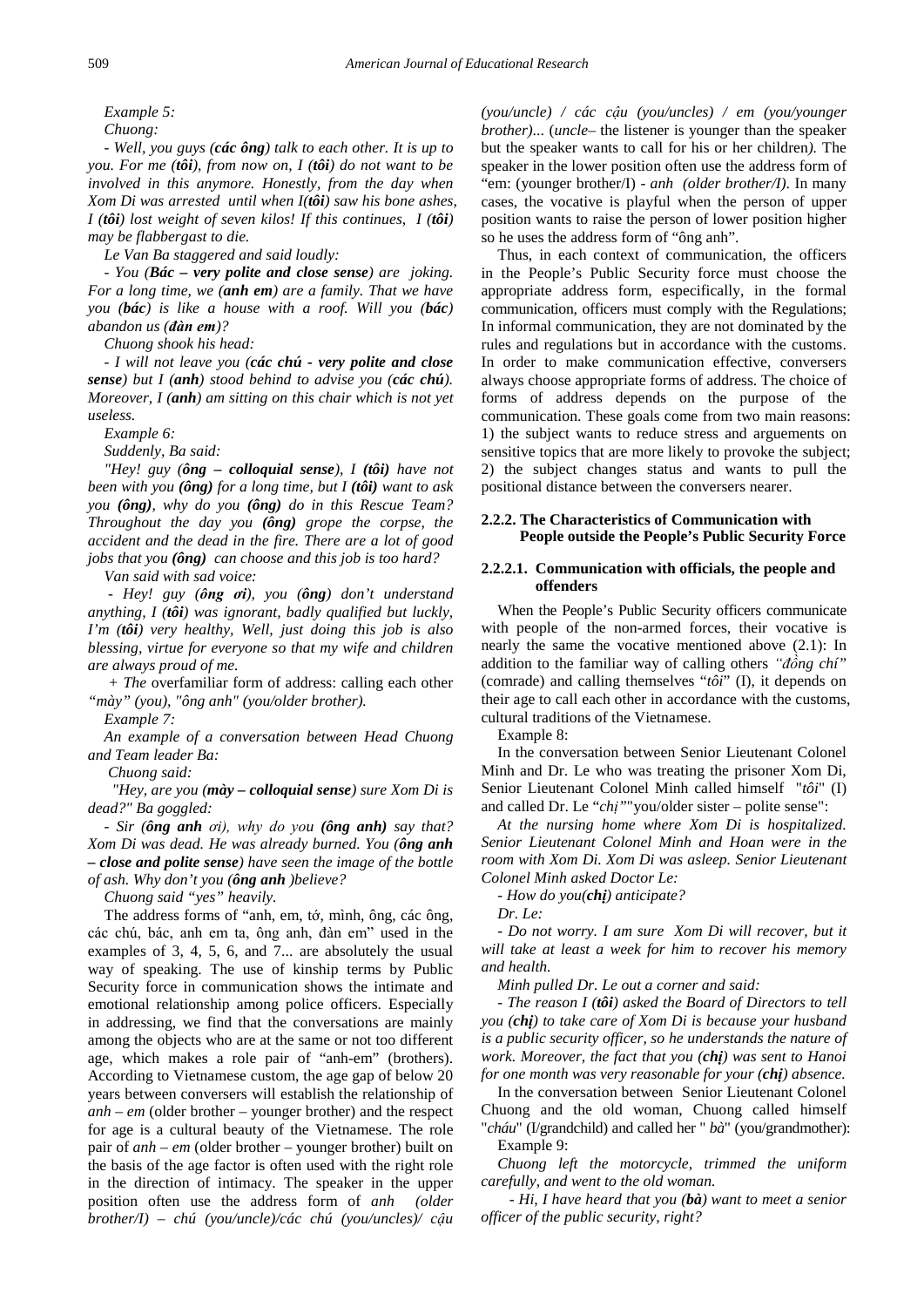*Example 5:*

*Chuong:*

*- Well, you guys (**các ông**) talk to each other. It is up to you. For me (**tôi**), from now on, I (**tôi**) do not want to be involved in this anymore. Honestly, from the day when Xom Di was arrested until when I(**tôi**) saw his bone ashes, I (**tôi**) lost weight of seven kilos! If this continues, I (**tôi**) may be flabbergast to die.*

*Le Van Ba staggered and said loudly:*

*- You (**Bác – very polite and close sense**) are joking. For a long time, we (**anh em**) are a family. That we have you (**bác**) is like a house with a roof. Will you (**bác**) abandon us (**đàn em**)?*

*Chuong shook his head:*

*- I will not leave you (**các chú - very polite and close sense**) but I (**anh**) stood behind to advise you (**các chú**). Moreover, I (**anh**) am sitting on this chair which is not yet useless.*

*Example 6:*

*Suddenly, Ba said:*

*"Hey! guy (**ông – colloquial sense**), I (**tôi**) have not been with you (**ông**) for a long time, but I (**tôi**) want to ask you (**ông**), why do you (**ông**) do in this Rescue Team? Throughout the day you (**ông**) grope the corpse, the accident and the dead in the fire. There are a lot of good jobs that you (**ông**) can choose and this job is too hard?*

*Van said with sad voice:*

*- Hey! guy (**ông ơi**), you (**ông**) don't understand anything, I (**tôi**) was ignorant, badly qualified but luckily, I'm (**tôi**) very healthy, Well, just doing this job is also blessing, virtue for everyone so that my wife and children are always proud of me.*

*+ The* overfamiliar form of address: calling each other *"mày" (you), "ông anh" (you/older brother).*

*Example 7:*

*An example of a conversation between Head Chuong and Team leader Ba:*

*Chuong said:*

*"Hey, are you (**mày – colloquial sense**) sure Xom Di is dead?" Ba goggled:*

*- Sir (**ông anh** ơi), why do you (**ông anh**) say that? Xom Di was dead. He was already burned. You (**ông anh – close and polite sense**) have seen the image of the bottle of ash. Why don't you (**ông anh** )believe?*

*Chuong said "yes" heavily.*

The address forms of "anh, em, tớ, mình, ông, các ông, các chú, bác, anh em ta, ông anh, đàn em" used in the examples of 3, 4, 5, 6, and 7... are absolutely the usual way of speaking. The use of kinship terms by Public Security force in communication shows the intimate and emotional relationship among police officers. Especially in addressing, we find that the conversations are mainly among the objects who are at the same or not too different age, which makes a role pair of "anh-em" (brothers). According to Vietnamese custom, the age gap of below 20 years between conversers will establish the relationship of *anh – em* (older brother – younger brother) and the respect for age is a cultural beauty of the Vietnamese. The role pair of *anh – em* (older brother – younger brother) built on the basis of the age factor is often used with the right role in the direction of intimacy. The speaker in the upper position often use the address form of *anh (older brother/I) – chú (you/uncle)/các chú (you/uncles)/ cậu (you/uncle) / các cậu (you/uncles) / em (you/younger brother)...* (*uncle*– the listener is younger than the speaker but the speaker wants to call for his or her children*).* The speaker in the lower position often use the address form of "em: (younger brother/I) - *anh (older brother/I)*. In many cases, the vocative is playful when the person of upper position wants to raise the person of lower position higher so he uses the address form of "ông anh".

Thus, in each context of communication, the officers in the People's Public Security force must choose the appropriate address form, especifically, in the formal communication, officers must comply with the Regulations; In informal communication, they are not dominated by the rules and regulations but in accordance with the customs. In order to make communication effective, conversers always choose appropriate forms of address. The choice of forms of address depends on the purpose of the communication. These goals come from two main reasons: 1) the subject wants to reduce stress and arguements on sensitive topics that are more likely to provoke the subject; 2) the subject changes status and wants to pull the positional distance between the conversers nearer.

### 2.2.2. The Characteristics of Communication with People outside the People's Public Security Force

#### 2.2.2.1. Communication with officials, the people and offenders

When the People's Public Security officers communicate with people of the non-armed forces, their vocative is nearly the same the vocative mentioned above (2.1): In addition to the familiar way of calling others *"đồng chí"* (comrade) and calling themselves "*tôi*" (I), it depends on their age to call each other in accordance with the customs, cultural traditions of the Vietnamese.

Example 8:

In the conversation between Senior Lieutenant Colonel Minh and Dr. Le who was treating the prisoner Xom Di, Senior Lieutenant Colonel Minh called himself "*tôi*" (I) and called Dr. Le "*chị*""you/older sister – polite sense":

*At the nursing home where Xom Di is hospitalized. Senior Lieutenant Colonel Minh and Hoan were in the room with Xom Di. Xom Di was asleep. Senior Lieutenant Colonel Minh asked Doctor Le:*

*- How do you(**chị**) anticipate?*

*Dr. Le:*

*- Do not worry. I am sure Xom Di will recover, but it will take at least a week for him to recover his memory and health.*

*Minh pulled Dr. Le out a corner and said:*

*- The reason I (**tôi**) asked the Board of Directors to tell you (**chị**) to take care of Xom Di is because your husband is a public security officer, so he understands the nature of work. Moreover, the fact that you (**chị**) was sent to Hanoi for one month was very reasonable for your (**chị**) absence.*

In the conversation between Senior Lieutenant Colonel Chuong and the old woman, Chuong called himself "*cháu*" (I/grandchild) and called her " *bà*" (you/grandmother):

Example 9:

*Chuong left the motorcycle, trimmed the uniform carefully, and went to the old woman.*

*- Hi, I have heard that you (**bà**) want to meet a senior officer of the public security, right?*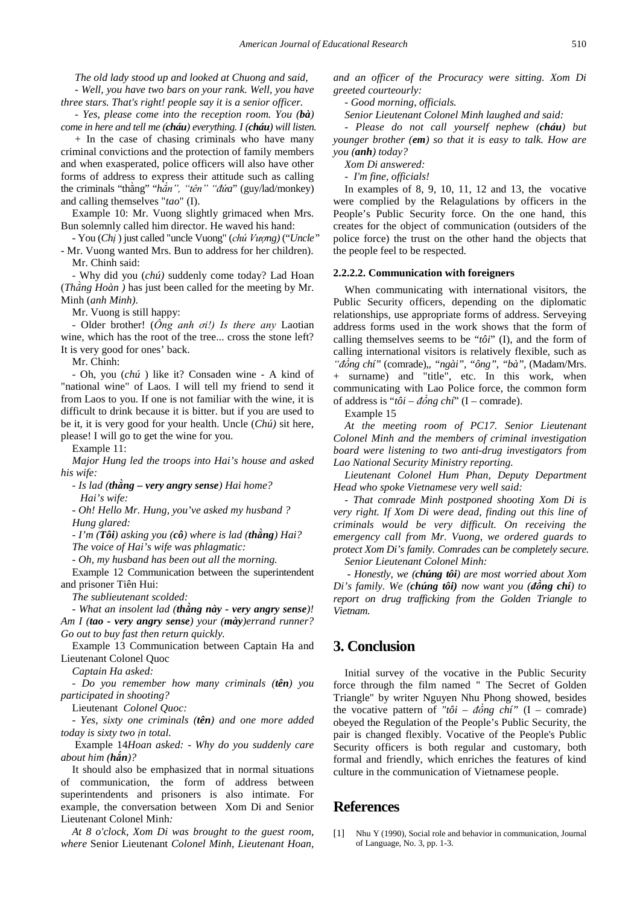*The old lady stood up and looked at Chuong and said,*

*- Well, you have two bars on your rank. Well, you have three stars. That's right! people say it is a senior officer.*

*- Yes, please come into the reception room. You (**bà**) come in here and tell me (**cháu**) everything. I (**cháu**) will listen.*

+ In the case of chasing criminals who have many criminal convictions and the protection of family members and when exasperated, police officers will also have other forms of address to express their attitude such as calling the criminals "thằng" "*hắn", "tên" "đứa*" (guy/lad/monkey) and calling themselves "*tao*" (I).

Example 10: Mr. Vuong slightly grimaced when Mrs. Bun solemnly called him director. He waved his hand:

- You (*Chị* ) just called "uncle Vuong" (*chú Vượng)* ("*Uncle"* - Mr. Vuong wanted Mrs. Bun to address for her children).

Mr. Chinh said:

- Why did you (*chú)* suddenly come today? Lad Hoan (*Thằng Hoàn )* has just been called for the meeting by Mr. Minh (*anh Minh)*.

Mr. Vuong is still happy:

- Older brother! (*Ông anh ơi!) Is there any* Laotian wine, which has the root of the tree... cross the stone left? It is very good for ones' back.

Mr. Chinh:

- Oh, you (*chú* ) like it? Consaden wine - A kind of "national wine" of Laos. I will tell my friend to send it from Laos to you. If one is not familiar with the wine, it is difficult to drink because it is bitter. but if you are used to be it, it is very good for your health. Uncle (*Chú)* sit here, please! I will go to get the wine for you.

Example 11:

*Major Hung led the troops into Hai's house and asked his wife:*

*- Is lad (**thằng – very angry sense**) Hai home?*

*Hai's wife:*

*- Oh! Hello Mr. Hung, you've asked my husband ?*

*Hung glared:*

*- I'm (**Tôi**) asking you (**cô**) where is lad (**thằng**) Hai?*

*The voice of Hai's wife was phlagmatic:*

*- Oh, my husband has been out all the morning.*

Example 12 Communication between the superintendent and prisoner Tiên Hui:

*The sublieutenant scolded:*

*- What an insolent lad (**thằng này - very angry sense**)! Am I (**tao - very angry sense**) your (**mày**)errand runner? Go out to buy fast then return quickly.*

Example 13 Communication between Captain Ha and Lieutenant Colonel Quoc

*Captain Ha asked:*

*- Do you remember how many criminals (**tên**) you participated in shooting?*

Lieutenant *Colonel Quoc:*

*- Yes, sixty one criminals (**tên**) and one more added today is sixty two ịn total.*

Example 14*Hoan asked: - Why do you suddenly care about him (**hắn**)?*

It should also be emphasized that in normal situations of communication, the form of address between superintendents and prisoners is also intimate. For example, the conversation between Xom Di and Senior Lieutenant Colonel Minh*:*

*At 8 o'clock, Xom Di was brought to the guest room, where* Senior Lieutenant *Colonel Minh, Lieutenant Hoan, and an officer of the Procuracy were sitting. Xom Di greeted courteourly:*

*- Good morning, officials.*

*Senior Lieutenant Colonel Minh laughed and said:*

*- Please do not call yourself nephew (**cháu**) but younger brother (**em**) so that it is easy to talk. How are you (**anh**) today?*

*Xom Di answered:*

*- I'm fine, officials!*

In examples of 8, 9, 10, 11, 12 and 13, the vocative were complied by the Relagulations by officers in the People's Public Security force. On the one hand, this creates for the object of communication (outsiders of the police force) the trust on the other hand the objects that the people feel to be respected.

#### 2.2.2.2. Communication with foreigners

When communicating with international visitors, the Public Security officers, depending on the diplomatic relationships, use appropriate forms of address. Serveying address forms used in the work shows that the form of calling themselves seems to be "*tôi*" (I), and the form of calling international visitors is relatively flexible, such as *"đồng chí"* (comrade),, *"ngài", "ông", "bà"*, (Madam/Mrs. + surname) and "title", etc. In this work, when communicating with Lao Police force, the common form of address is "*tôi – đồng chí*" (I – comrade).

Example 15

*At the meeting room of PC17. Senior Lieutenant Colonel Minh and the members of criminal investigation board were listening to two anti-drug investigators from Lao National Security Ministry reporting.*

*Lieutenant Colonel Hum Phan, Deputy Department Head who spoke Vietnamese very well said:*

*- That comrade Minh postponed shooting Xom Di is very right. If Xom Di were dead, finding out this line of criminals would be very difficult. On receiving the emergency call from Mr. Vuong, we ordered guards to protect Xom Di's family. Comrades can be completely secure.*

*Senior Lieutenant Colonel Minh:*

*- Honestly, we (**chúng tôi**) are most worried about Xom Di's family. We (**chúng tôi)** now want you (**đồng chí**) to report on drug trafficking from the Golden Triangle to Vietnam.*

## 3. Conclusion

Initial survey of the vocative in the Public Security force through the film named " The Secret of Golden Triangle" by writer Nguyen Nhu Phong showed, besides the vocative pattern of *"tôi – đồng chí"* (I – comrade) obeyed the Regulation of the People's Public Security, the pair is changed flexibly. Vocative of the People's Public Security officers is both regular and customary, both formal and friendly, which enriches the features of kind culture in the communication of Vietnamese people.

## References

[1] Nhu Y (1990), Social role and behavior in communication, Journal of Language, No. 3, pp. 1-3.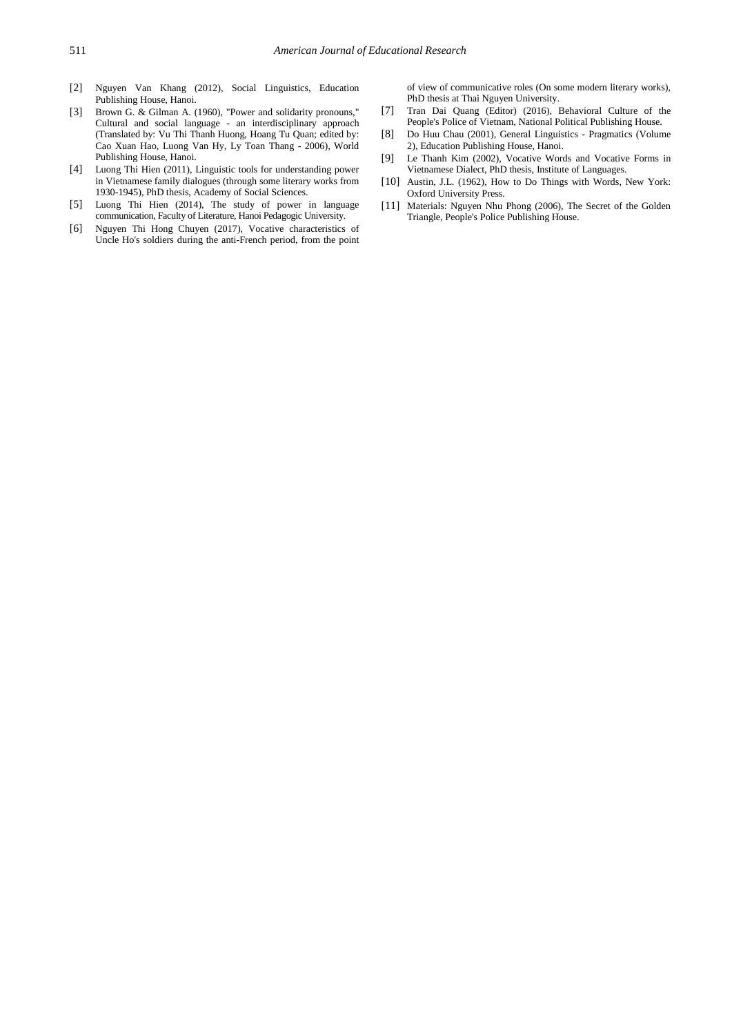[2] Nguyen Van Khang (2012), Social Linguistics, Education Publishing House, Hanoi.

[3] Brown G. & Gilman A. (1960), "Power and solidarity pronouns," Cultural and social language - an interdisciplinary approach (Translated by: Vu Thi Thanh Huong, Hoang Tu Quan; edited by: Cao Xuan Hao, Luong Van Hy, Ly Toan Thang - 2006), World Publishing House, Hanoi.

[4] Luong Thi Hien (2011), Linguistic tools for understanding power in Vietnamese family dialogues (through some literary works from 1930-1945), PhD thesis, Academy of Social Sciences.

[5] Luong Thi Hien (2014), The study of power in language communication, Faculty of Literature, Hanoi Pedagogic University.

[6] Nguyen Thi Hong Chuyen (2017), Vocative characteristics of Uncle Ho's soldiers during the anti-French period, from the point of view of communicative roles (On some modern literary works), PhD thesis at Thai Nguyen University.

[7] Tran Dai Quang (Editor) (2016), Behavioral Culture of the People's Police of Vietnam, National Political Publishing House.

[8] Do Huu Chau (2001), General Linguistics - Pragmatics (Volume 2), Education Publishing House, Hanoi.

[9] Le Thanh Kim (2002), Vocative Words and Vocative Forms in Vietnamese Dialect, PhD thesis, Institute of Languages.

[10] Austin, J.L. (1962), How to Do Things with Words, New York: Oxford University Press.

[11] Materials: Nguyen Nhu Phong (2006), The Secret of the Golden Triangle, People's Police Publishing House.